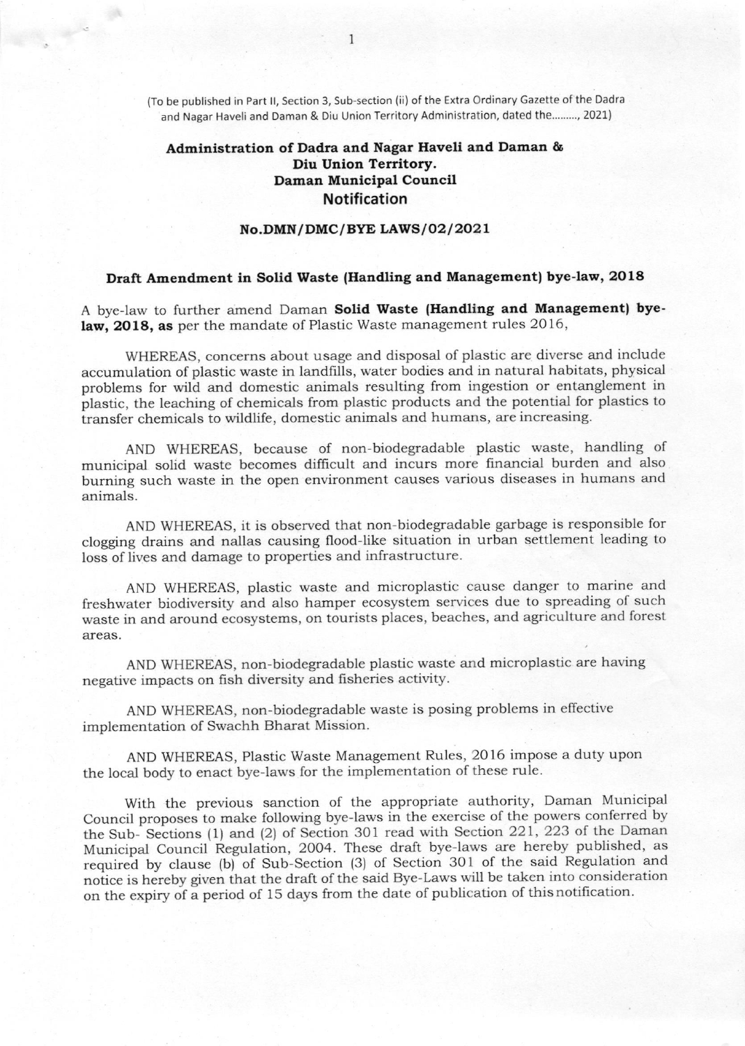(To be published in Part II, Section 3, Sub-section (ii) of the Extra Ordinary Gazette of the Dadra and Nagar Haveli and Daman & Diu Union Territory Administration, dated the........., 2021)

**Administration of Dadra and Nagar Haveli and Daman & Diu Union Territory.**
**Daman Municipal Council**
**Notification**

**No.DMN/DMC/BYE LAWS/02/2021**

**Draft Amendment in Solid Waste (Handling and Management) bye-law, 2018**

A bye-law to further amend Daman **Solid Waste (Handling and Management) bye-law, 2018, as** per the mandate of Plastic Waste management rules 2016,

WHEREAS, concerns about usage and disposal of plastic are diverse and include accumulation of plastic waste in landfills, water bodies and in natural habitats, physical problems for wild and domestic animals resulting from ingestion or entanglement in plastic, the leaching of chemicals from plastic products and the potential for plastics to transfer chemicals to wildlife, domestic animals and humans, are increasing.

AND WHEREAS, because of non-biodegradable plastic waste, handling of municipal solid waste becomes difficult and incurs more financial burden and also burning such waste in the open environment causes various diseases in humans and animals.

AND WHEREAS, it is observed that non-biodegradable garbage is responsible for clogging drains and nallas causing flood-like situation in urban settlement leading to loss of lives and damage to properties and infrastructure.

AND WHEREAS, plastic waste and microplastic cause danger to marine and freshwater biodiversity and also hamper ecosystem services due to spreading of such waste in and around ecosystems, on tourists places, beaches, and agriculture and forest areas.

AND WHEREAS, non-biodegradable plastic waste and microplastic are having negative impacts on fish diversity and fisheries activity.

AND WHEREAS, non-biodegradable waste is posing problems in effective implementation of Swachh Bharat Mission.

AND WHEREAS, Plastic Waste Management Rules, 2016 impose a duty upon the local body to enact bye-laws for the implementation of these rule.

With the previous sanction of the appropriate authority, Daman Municipal Council proposes to make following bye-laws in the exercise of the powers conferred by the Sub- Sections (1) and (2) of Section 301 read with Section 221, 223 of the Daman Municipal Council Regulation, 2004. These draft bye-laws are hereby published, as required by clause (b) of Sub-Section (3) of Section 301 of the said Regulation and notice is hereby given that the draft of the said Bye-Laws will be taken into consideration on the expiry of a period of 15 days from the date of publication of this notification.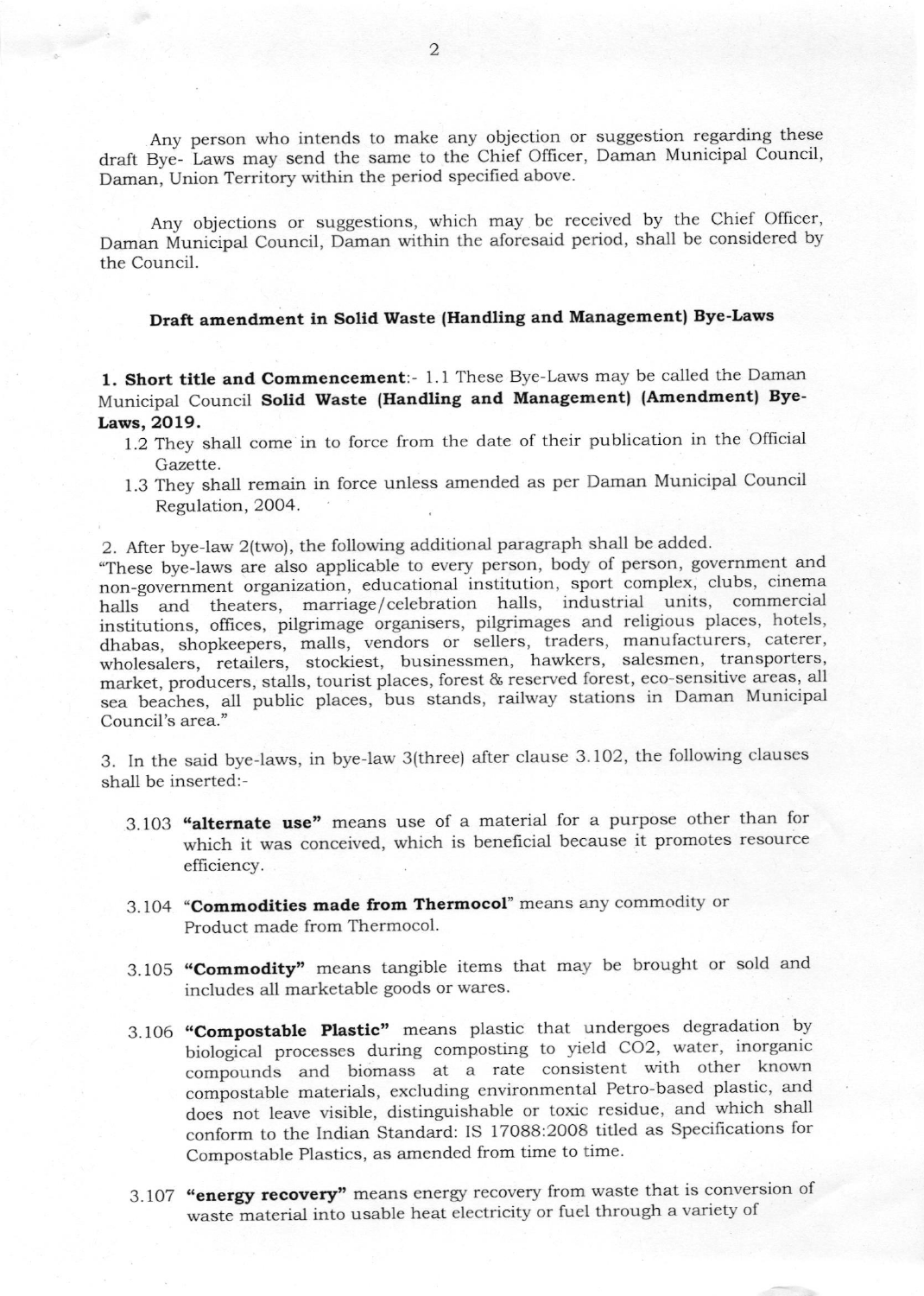Any person who intends to make any objection or suggestion regarding these draft Bye- Laws may send the same to the Chief Officer, Daman Municipal Council, Daman, Union Territory within the period specified above.

Any objections or suggestions, which may be received by the Chief Officer, Daman Municipal Council, Daman within the aforesaid period, shall be considered by the Council.

### Draft amendment in Solid Waste (Handling and Management) Bye-Laws

**1. Short title and Commencement**:- 1.1 These Bye-Laws may be called the Daman Municipal Council **Solid Waste (Handling and Management) (Amendment) Bye-Laws, 2019.**

1.2 They shall come in to force from the date of their publication in the Official Gazette.

1.3 They shall remain in force unless amended as per Daman Municipal Council Regulation, 2004.

2. After bye-law 2(two), the following additional paragraph shall be added.

"These bye-laws are also applicable to every person, body of person, government and non-government organization, educational institution, sport complex, clubs, cinema halls and theaters, marriage/celebration halls, industrial units, commercial institutions, offices, pilgrimage organisers, pilgrimages and religious places, hotels, dhabas, shopkeepers, malls, vendors or sellers, traders, manufacturers, caterer, wholesalers, retailers, stockiest, businessmen, hawkers, salesmen, transporters, market, producers, stalls, tourist places, forest & reserved forest, eco-sensitive areas, all sea beaches, all public places, bus stands, railway stations in Daman Municipal Council's area."

3. In the said bye-laws, in bye-law 3(three) after clause 3.102, the following clauses shall be inserted:-

3.103 **"alternate use"** means use of a material for a purpose other than for which it was conceived, which is beneficial because it promotes resource efficiency.

3.104 **"Commodities made from Thermocol"** means any commodity or Product made from Thermocol.

3.105 **"Commodity"** means tangible items that may be brought or sold and includes all marketable goods or wares.

3.106 **"Compostable Plastic"** means plastic that undergoes degradation by biological processes during composting to yield $CO_2$, water, inorganic compounds and biomass at a rate consistent with other known compostable materials, excluding environmental Petro-based plastic, and does not leave visible, distinguishable or toxic residue, and which shall conform to the Indian Standard: IS 17088:2008 titled as Specifications for Compostable Plastics, as amended from time to time.

3.107 **"energy recovery"** means energy recovery from waste that is conversion of waste material into usable heat electricity or fuel through a variety of